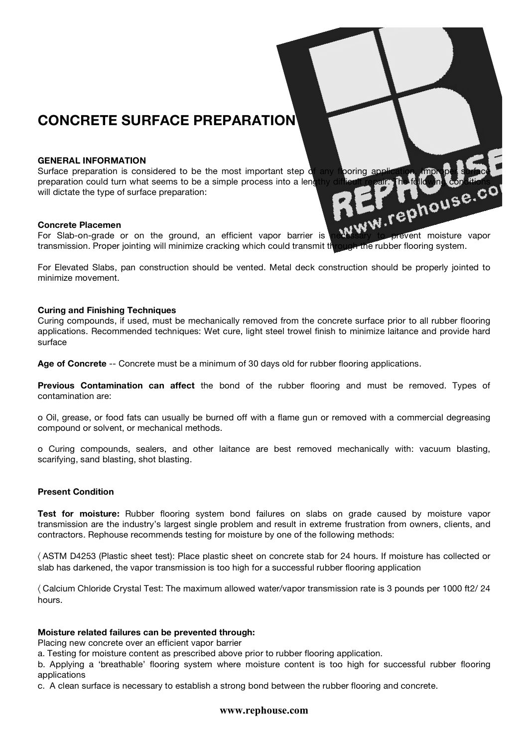# CONCRETE SURFACE PREPARATION

**GENERAL INFORMATION**

Surface preparation is considered to be the most important step of any flooring application. Improper surface preparation could turn what seems to be a simple process into a lengthy difficult repair. The following conditions will dictate the type of surface preparation:

**Concrete Placemen**

For Slab-on-grade or on the ground, an efficient vapor barrier is necessary to prevent moisture vapor transmission. Proper jointing will minimize cracking which could transmit through the rubber flooring system.

For Elevated Slabs, pan construction should be vented. Metal deck construction should be properly jointed to minimize movement.

**Curing and Finishing Techniques**

Curing compounds, if used, must be mechanically removed from the concrete surface prior to all rubber flooring applications. Recommended techniques: Wet cure, light steel trowel finish to minimize laitance and provide hard surface

**Age of Concrete** -- Concrete must be a minimum of 30 days old for rubber flooring applications.

**Previous Contamination can affect** the bond of the rubber flooring and must be removed. Types of contamination are:

o Oil, grease, or food fats can usually be burned off with a flame gun or removed with a commercial degreasing compound or solvent, or mechanical methods.

o Curing compounds, sealers, and other laitance are best removed mechanically with: vacuum blasting, scarifying, sand blasting, shot blasting.

**Present Condition**

**Test for moisture:** Rubber flooring system bond failures on slabs on grade caused by moisture vapor transmission are the industry's largest single problem and result in extreme frustration from owners, clients, and contractors. Rephouse recommends testing for moisture by one of the following methods:

〈 ASTM D4253 (Plastic sheet test): Place plastic sheet on concrete stab for 24 hours. If moisture has collected or slab has darkened, the vapor transmission is too high for a successful rubber flooring application

〈 Calcium Chloride Crystal Test: The maximum allowed water/vapor transmission rate is 3 pounds per 1000 ft2/ 24 hours.

**Moisture related failures can be prevented through:**

Placing new concrete over an efficient vapor barrier

a. Testing for moisture content as prescribed above prior to rubber flooring application.

b. Applying a 'breathable' flooring system where moisture content is too high for successful rubber flooring applications

c. A clean surface is necessary to establish a strong bond between the rubber flooring and concrete.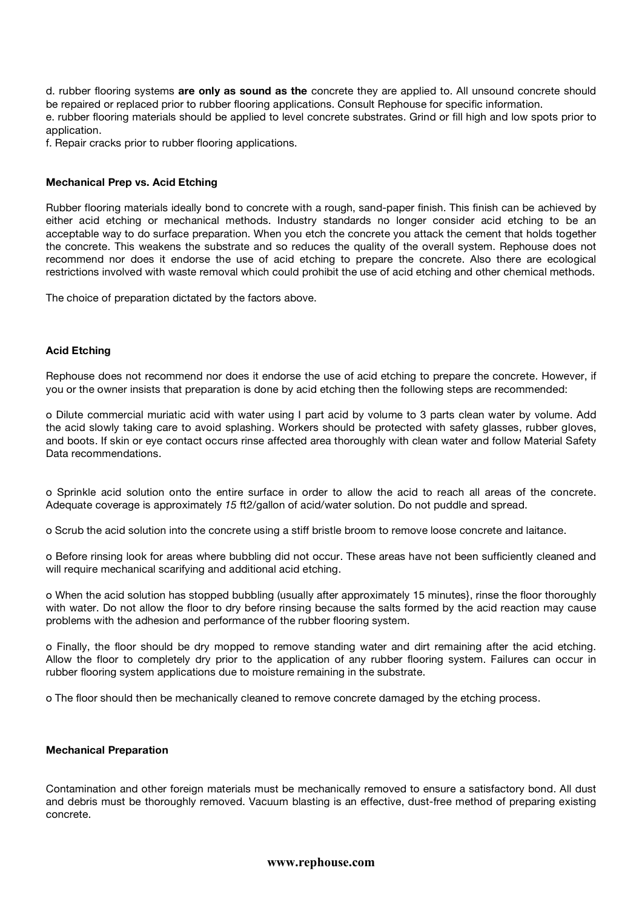d. rubber flooring systems **are only as sound as the** concrete they are applied to. All unsound concrete should be repaired or replaced prior to rubber flooring applications. Consult Rephouse for specific information.
e. rubber flooring materials should be applied to level concrete substrates. Grind or fill high and low spots prior to application.
f. Repair cracks prior to rubber flooring applications.

**Mechanical Prep vs. Acid Etching**

Rubber flooring materials ideally bond to concrete with a rough, sand-paper finish. This finish can be achieved by either acid etching or mechanical methods. Industry standards no longer consider acid etching to be an acceptable way to do surface preparation. When you etch the concrete you attack the cement that holds together the concrete. This weakens the substrate and so reduces the quality of the overall system. Rephouse does not recommend nor does it endorse the use of acid etching to prepare the concrete. Also there are ecological restrictions involved with waste removal which could prohibit the use of acid etching and other chemical methods.

The choice of preparation dictated by the factors above.

**Acid Etching**

Rephouse does not recommend nor does it endorse the use of acid etching to prepare the concrete. However, if you or the owner insists that preparation is done by acid etching then the following steps are recommended:

o Dilute commercial muriatic acid with water using I part acid by volume to 3 parts clean water by volume. Add the acid slowly taking care to avoid splashing. Workers should be protected with safety glasses, rubber gloves, and boots. If skin or eye contact occurs rinse affected area thoroughly with clean water and follow Material Safety Data recommendations.

o Sprinkle acid solution onto the entire surface in order to allow the acid to reach all areas of the concrete. Adequate coverage is approximately *15* ft2/gallon of acid/water solution. Do not puddle and spread.

o Scrub the acid solution into the concrete using a stiff bristle broom to remove loose concrete and laitance.

o Before rinsing look for areas where bubbling did not occur. These areas have not been sufficiently cleaned and will require mechanical scarifying and additional acid etching.

o When the acid solution has stopped bubbling (usually after approximately 15 minutes}, rinse the floor thoroughly with water. Do not allow the floor to dry before rinsing because the salts formed by the acid reaction may cause problems with the adhesion and performance of the rubber flooring system.

o Finally, the floor should be dry mopped to remove standing water and dirt remaining after the acid etching. Allow the floor to completely dry prior to the application of any rubber flooring system. Failures can occur in rubber flooring system applications due to moisture remaining in the substrate.

o The floor should then be mechanically cleaned to remove concrete damaged by the etching process.

**Mechanical Preparation**

Contamination and other foreign materials must be mechanically removed to ensure a satisfactory bond. All dust and debris must be thoroughly removed. Vacuum blasting is an effective, dust-free method of preparing existing concrete.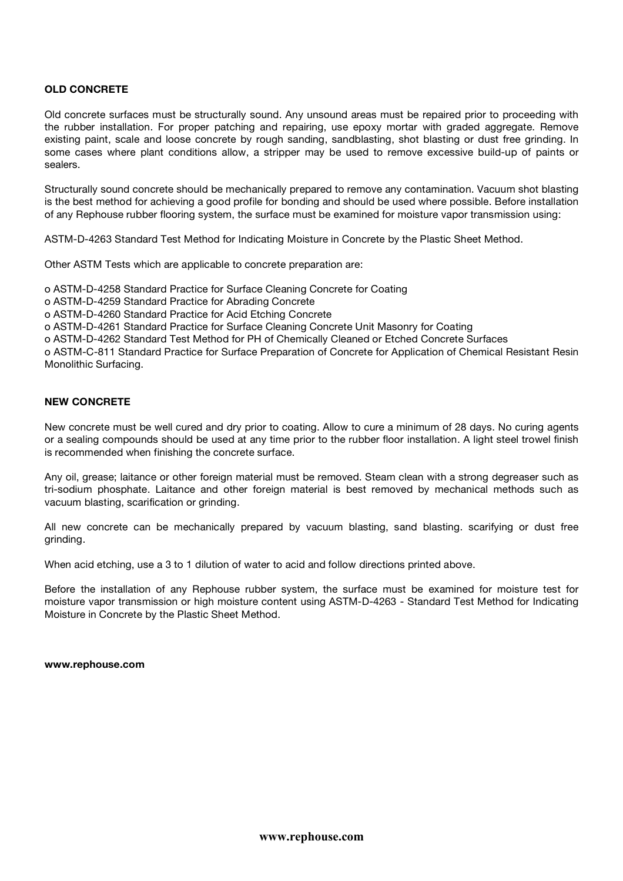**OLD CONCRETE**

Old concrete surfaces must be structurally sound. Any unsound areas must be repaired prior to proceeding with the rubber installation. For proper patching and repairing, use epoxy mortar with graded aggregate. Remove existing paint, scale and loose concrete by rough sanding, sandblasting, shot blasting or dust free grinding. In some cases where plant conditions allow, a stripper may be used to remove excessive build-up of paints or sealers.

Structurally sound concrete should be mechanically prepared to remove any contamination. Vacuum shot blasting is the best method for achieving a good profile for bonding and should be used where possible. Before installation of any Rephouse rubber flooring system, the surface must be examined for moisture vapor transmission using:

ASTM-D-4263 Standard Test Method for Indicating Moisture in Concrete by the Plastic Sheet Method.

Other ASTM Tests which are applicable to concrete preparation are:

- ASTM-D-4258 Standard Practice for Surface Cleaning Concrete for Coating
- ASTM-D-4259 Standard Practice for Abrading Concrete
- ASTM-D-4260 Standard Practice for Acid Etching Concrete
- ASTM-D-4261 Standard Practice for Surface Cleaning Concrete Unit Masonry for Coating
- ASTM-D-4262 Standard Test Method for PH of Chemically Cleaned or Etched Concrete Surfaces
- ASTM-C-811 Standard Practice for Surface Preparation of Concrete for Application of Chemical Resistant Resin Monolithic Surfacing.

**NEW CONCRETE**

New concrete must be well cured and dry prior to coating. Allow to cure a minimum of 28 days. No curing agents or a sealing compounds should be used at any time prior to the rubber floor installation. A light steel trowel finish is recommended when finishing the concrete surface.

Any oil, grease; laitance or other foreign material must be removed. Steam clean with a strong degreaser such as tri-sodium phosphate. Laitance and other foreign material is best removed by mechanical methods such as vacuum blasting, scarification or grinding.

All new concrete can be mechanically prepared by vacuum blasting, sand blasting. scarifying or dust free grinding.

When acid etching, use a 3 to 1 dilution of water to acid and follow directions printed above.

Before the installation of any Rephouse rubber system, the surface must be examined for moisture test for moisture vapor transmission or high moisture content using ASTM-D-4263 - Standard Test Method for Indicating Moisture in Concrete by the Plastic Sheet Method.

**www.rephouse.com**